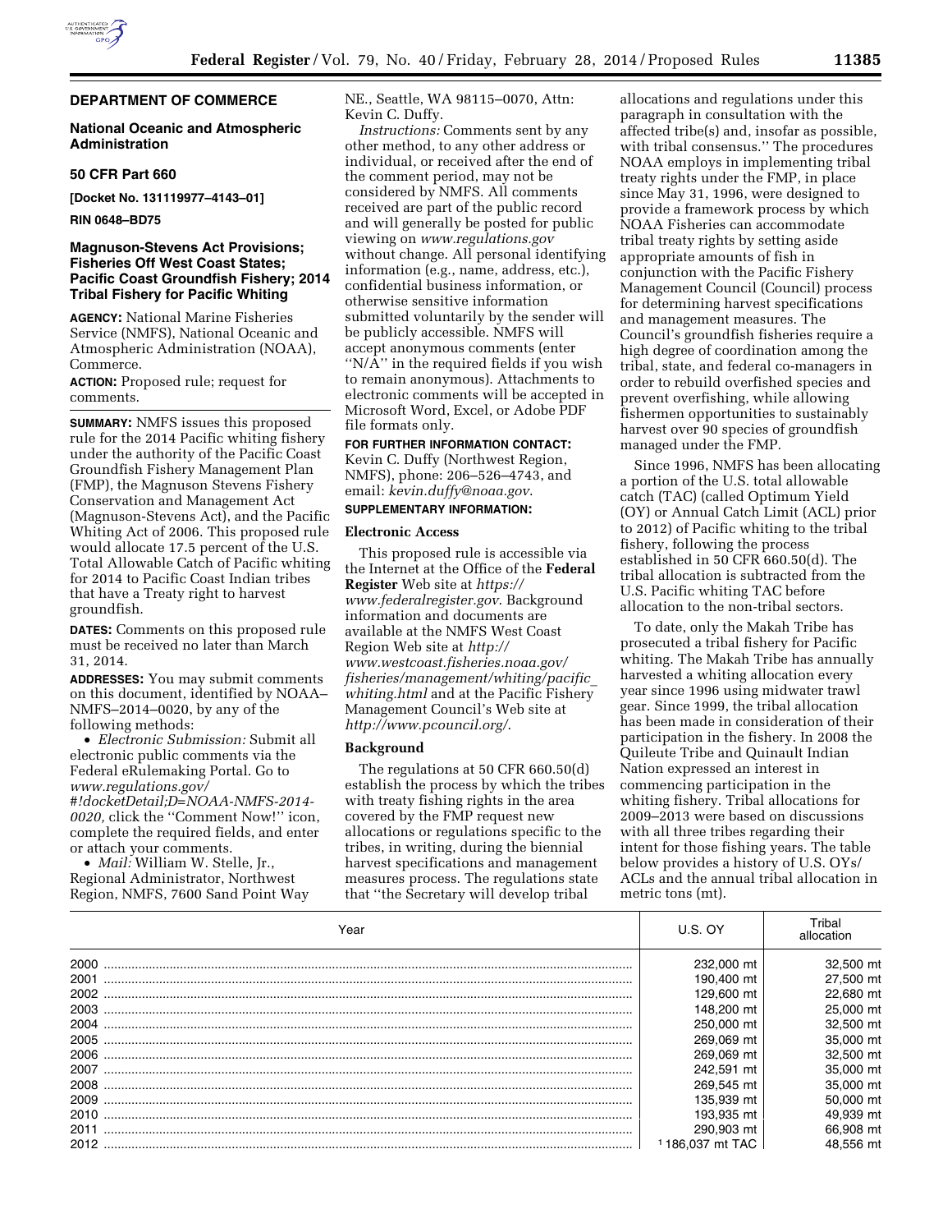**DEPARTMENT OF COMMERCE**

**National Oceanic and Atmospheric Administration**

**50 CFR Part 660**

**[Docket No. 131119977–4143–01]**

**RIN 0648–BD75**

## Magnuson-Stevens Act Provisions; Fisheries Off West Coast States; Pacific Coast Groundfish Fishery; 2014 Tribal Fishery for Pacific Whiting

**AGENCY:** National Marine Fisheries Service (NMFS), National Oceanic and Atmospheric Administration (NOAA), Commerce.

**ACTION:** Proposed rule; request for comments.

**SUMMARY:** NMFS issues this proposed rule for the 2014 Pacific whiting fishery under the authority of the Pacific Coast Groundfish Fishery Management Plan (FMP), the Magnuson Stevens Fishery Conservation and Management Act (Magnuson-Stevens Act), and the Pacific Whiting Act of 2006. This proposed rule would allocate 17.5 percent of the U.S. Total Allowable Catch of Pacific whiting for 2014 to Pacific Coast Indian tribes that have a Treaty right to harvest groundfish.

**DATES:** Comments on this proposed rule must be received no later than March 31, 2014.

**ADDRESSES:** You may submit comments on this document, identified by NOAA–NMFS–2014–0020, by any of the following methods:

- *Electronic Submission:* Submit all electronic public comments via the Federal eRulemaking Portal. Go to *www.regulations.gov/#!docketDetail;D=NOAA-NMFS-2014-0020,* click the ''Comment Now!'' icon, complete the required fields, and enter or attach your comments.
- *Mail:* William W. Stelle, Jr., Regional Administrator, Northwest Region, NMFS, 7600 Sand Point Way NE., Seattle, WA 98115–0070, Attn: Kevin C. Duffy.

*Instructions:* Comments sent by any other method, to any other address or individual, or received after the end of the comment period, may not be considered by NMFS. All comments received are part of the public record and will generally be posted for public viewing on *www.regulations.gov* without change. All personal identifying information (e.g., name, address, etc.), confidential business information, or otherwise sensitive information submitted voluntarily by the sender will be publicly accessible. NMFS will accept anonymous comments (enter ''N/A'' in the required fields if you wish to remain anonymous). Attachments to electronic comments will be accepted in Microsoft Word, Excel, or Adobe PDF file formats only.

**FOR FURTHER INFORMATION CONTACT:** Kevin C. Duffy (Northwest Region, NMFS), phone: 206–526–4743, and email: *kevin.duffy@noaa.gov*.

**SUPPLEMENTARY INFORMATION:**

### Electronic Access

This proposed rule is accessible via the Internet at the Office of the **Federal Register** Web site at *https://www.federalregister.gov*. Background information and documents are available at the NMFS West Coast Region Web site at *http://www.westcoast.fisheries.noaa.gov/fisheries/management/whiting/pacific_whiting.html* and at the Pacific Fishery Management Council's Web site at *http://www.pcouncil.org/*.

### Background

The regulations at 50 CFR 660.50(d) establish the process by which the tribes with treaty fishing rights in the area covered by the FMP request new allocations or regulations specific to the tribes, in writing, during the biennial harvest specifications and management measures process. The regulations state that ''the Secretary will develop tribal allocations and regulations under this paragraph in consultation with the affected tribe(s) and, insofar as possible, with tribal consensus.'' The procedures NOAA employs in implementing tribal treaty rights under the FMP, in place since May 31, 1996, were designed to provide a framework process by which NOAA Fisheries can accommodate tribal treaty rights by setting aside appropriate amounts of fish in conjunction with the Pacific Fishery Management Council (Council) process for determining harvest specifications and management measures. The Council's groundfish fisheries require a high degree of coordination among the tribal, state, and federal co-managers in order to rebuild overfished species and prevent overfishing, while allowing fishermen opportunities to sustainably harvest over 90 species of groundfish managed under the FMP.

Since 1996, NMFS has been allocating a portion of the U.S. total allowable catch (TAC) (called Optimum Yield (OY) or Annual Catch Limit (ACL) prior to 2012) of Pacific whiting to the tribal fishery, following the process established in 50 CFR 660.50(d). The tribal allocation is subtracted from the U.S. Pacific whiting TAC before allocation to the non-tribal sectors.

To date, only the Makah Tribe has prosecuted a tribal fishery for Pacific whiting. The Makah Tribe has annually harvested a whiting allocation every year since 1996 using midwater trawl gear. Since 1999, the tribal allocation has been made in consideration of their participation in the fishery. In 2008 the Quileute Tribe and Quinault Indian Nation expressed an interest in commencing participation in the whiting fishery. Tribal allocations for 2009–2013 were based on discussions with all three tribes regarding their intent for those fishing years. The table below provides a history of U.S. OYs/ACLs and the annual tribal allocation in metric tons (mt).

| Year | U.S. OY | Tribal allocation |
|---|---|---|
| 2000 | 232,000 mt | 32,500 mt |
| 2001 | 190,400 mt | 27,500 mt |
| 2002 | 129,600 mt | 22,680 mt |
| 2003 | 148,200 mt | 25,000 mt |
| 2004 | 250,000 mt | 32,500 mt |
| 2005 | 269,069 mt | 35,000 mt |
| 2006 | 269,069 mt | 32,500 mt |
| 2007 | 242,591 mt | 35,000 mt |
| 2008 | 269,545 mt | 35,000 mt |
| 2009 | 135,939 mt | 50,000 mt |
| 2010 | 193,935 mt | 49,939 mt |
| 2011 | 290,903 mt | 66,908 mt |
| 2012 | [1] 186,037 mt TAC | 48,556 mt |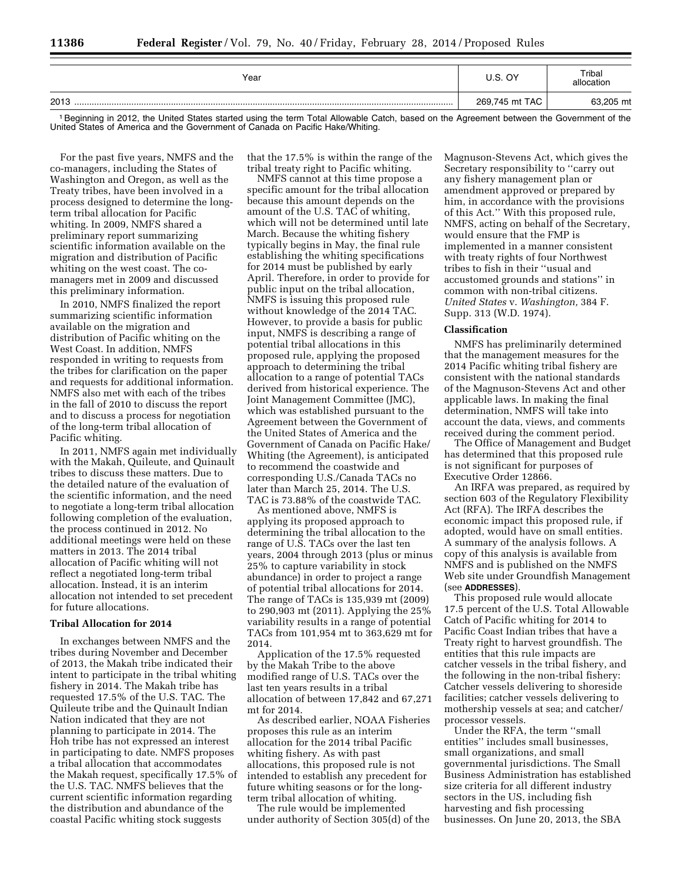| Year | U.S. OY | Tribal allocation |
|---|---|---|
| 2013 | 269,745 mt TAC | 63,205 mt |

[1] Beginning in 2012, the United States started using the term Total Allowable Catch, based on the Agreement between the Government of the United States of America and the Government of Canada on Pacific Hake/Whiting.

For the past five years, NMFS and the co-managers, including the States of Washington and Oregon, as well as the Treaty tribes, have been involved in a process designed to determine the long-term tribal allocation for Pacific whiting. In 2009, NMFS shared a preliminary report summarizing scientific information available on the migration and distribution of Pacific whiting on the west coast. The co-managers met in 2009 and discussed this preliminary information.

In 2010, NMFS finalized the report summarizing scientific information available on the migration and distribution of Pacific whiting on the West Coast. In addition, NMFS responded in writing to requests from the tribes for clarification on the paper and requests for additional information. NMFS also met with each of the tribes in the fall of 2010 to discuss the report and to discuss a process for negotiation of the long-term tribal allocation of Pacific whiting.

In 2011, NMFS again met individually with the Makah, Quileute, and Quinault tribes to discuss these matters. Due to the detailed nature of the evaluation of the scientific information, and the need to negotiate a long-term tribal allocation following completion of the evaluation, the process continued in 2012. No additional meetings were held on these matters in 2013. The 2014 tribal allocation of Pacific whiting will not reflect a negotiated long-term tribal allocation. Instead, it is an interim allocation not intended to set precedent for future allocations.

## Tribal Allocation for 2014

In exchanges between NMFS and the tribes during November and December of 2013, the Makah tribe indicated their intent to participate in the tribal whiting fishery in 2014. The Makah tribe has requested 17.5% of the U.S. TAC. The Quileute tribe and the Quinault Indian Nation indicated that they are not planning to participate in 2014. The Hoh tribe has not expressed an interest in participating to date. NMFS proposes a tribal allocation that accommodates the Makah request, specifically 17.5% of the U.S. TAC. NMFS believes that the current scientific information regarding the distribution and abundance of the coastal Pacific whiting stock suggests that the 17.5% is within the range of the tribal treaty right to Pacific whiting.

NMFS cannot at this time propose a specific amount for the tribal allocation because this amount depends on the amount of the U.S. TAC of whiting, which will not be determined until late March. Because the whiting fishery typically begins in May, the final rule establishing the whiting specifications for 2014 must be published by early April. Therefore, in order to provide for public input on the tribal allocation, NMFS is issuing this proposed rule without knowledge of the 2014 TAC. However, to provide a basis for public input, NMFS is describing a range of potential tribal allocations in this proposed rule, applying the proposed approach to determining the tribal allocation to a range of potential TACs derived from historical experience. The Joint Management Committee (JMC), which was established pursuant to the Agreement between the Government of the United States of America and the Government of Canada on Pacific Hake/Whiting (the Agreement), is anticipated to recommend the coastwide and corresponding U.S./Canada TACs no later than March 25, 2014. The U.S. TAC is 73.88% of the coastwide TAC.

As mentioned above, NMFS is applying its proposed approach to determining the tribal allocation to the range of U.S. TACs over the last ten years, 2004 through 2013 (plus or minus 25% to capture variability in stock abundance) in order to project a range of potential tribal allocations for 2014. The range of TACs is 135,939 mt (2009) to 290,903 mt (2011). Applying the 25% variability results in a range of potential TACs from 101,954 mt to 363,629 mt for 2014.

Application of the 17.5% requested by the Makah Tribe to the above modified range of U.S. TACs over the last ten years results in a tribal allocation of between 17,842 and 67,271 mt for 2014.

As described earlier, NOAA Fisheries proposes this rule as an interim allocation for the 2014 tribal Pacific whiting fishery. As with past allocations, this proposed rule is not intended to establish any precedent for future whiting seasons or for the long-term tribal allocation of whiting.

The rule would be implemented under authority of Section 305(d) of the Magnuson-Stevens Act, which gives the Secretary responsibility to ''carry out any fishery management plan or amendment approved or prepared by him, in accordance with the provisions of this Act.'' With this proposed rule, NMFS, acting on behalf of the Secretary, would ensure that the FMP is implemented in a manner consistent with treaty rights of four Northwest tribes to fish in their ''usual and accustomed grounds and stations'' in common with non-tribal citizens. *United States* v. *Washington,* 384 F. Supp. 313 (W.D. 1974).

## Classification

NMFS has preliminarily determined that the management measures for the 2014 Pacific whiting tribal fishery are consistent with the national standards of the Magnuson-Stevens Act and other applicable laws. In making the final determination, NMFS will take into account the data, views, and comments received during the comment period.

The Office of Management and Budget has determined that this proposed rule is not significant for purposes of Executive Order 12866.

An IRFA was prepared, as required by section 603 of the Regulatory Flexibility Act (RFA). The IRFA describes the economic impact this proposed rule, if adopted, would have on small entities. A summary of the analysis follows. A copy of this analysis is available from NMFS and is published on the NMFS Web site under Groundfish Management (see **ADDRESSES**).

This proposed rule would allocate 17.5 percent of the U.S. Total Allowable Catch of Pacific whiting for 2014 to Pacific Coast Indian tribes that have a Treaty right to harvest groundfish. The entities that this rule impacts are catcher vessels in the tribal fishery, and the following in the non-tribal fishery: Catcher vessels delivering to shoreside facilities; catcher vessels delivering to mothership vessels at sea; and catcher/processor vessels.

Under the RFA, the term ''small entities'' includes small businesses, small organizations, and small governmental jurisdictions. The Small Business Administration has established size criteria for all different industry sectors in the US, including fish harvesting and fish processing businesses. On June 20, 2013, the SBA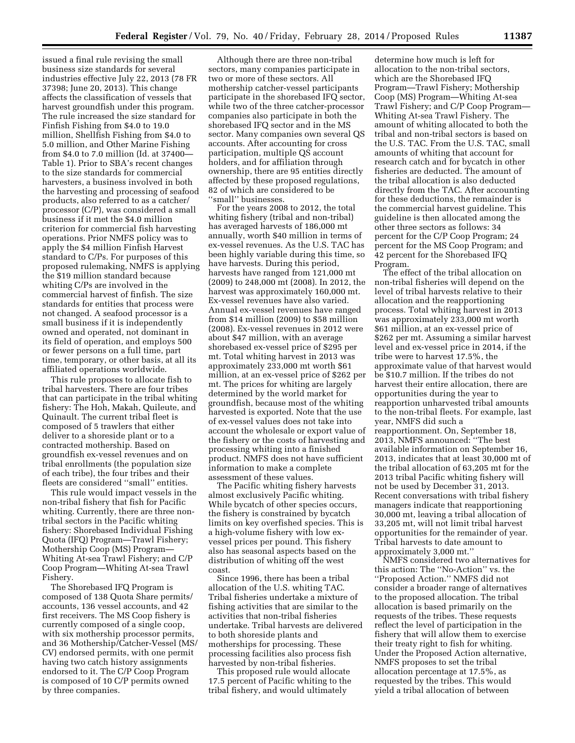issued a final rule revising the small business size standards for several industries effective July 22, 2013 (78 FR 37398; June 20, 2013). This change affects the classification of vessels that harvest groundfish under this program. The rule increased the size standard for Finfish Fishing from $4.0 to 19.0 million, Shellfish Fishing from $4.0 to 5.0 million, and Other Marine Fishing from $4.0 to 7.0 million (Id. at 37400—Table 1). Prior to SBA's recent changes to the size standards for commercial harvesters, a business involved in both the harvesting and processing of seafood products, also referred to as a catcher/processor (C/P), was considered a small business if it met the $4.0 million criterion for commercial fish harvesting operations. Prior NMFS policy was to apply the $4 million Finfish Harvest standard to C/Ps. For purposes of this proposed rulemaking, NMFS is applying the $19 million standard because whiting C/Ps are involved in the commercial harvest of finfish. The size standards for entities that process were not changed. A seafood processor is a small business if it is independently owned and operated, not dominant in its field of operation, and employs 500 or fewer persons on a full time, part time, temporary, or other basis, at all its affiliated operations worldwide.

This rule proposes to allocate fish to tribal harvesters. There are four tribes that can participate in the tribal whiting fishery: The Hoh, Makah, Quileute, and Quinault. The current tribal fleet is composed of 5 trawlers that either deliver to a shoreside plant or to a contracted mothership. Based on groundfish ex-vessel revenues and on tribal enrollments (the population size of each tribe), the four tribes and their fleets are considered "small" entities.

This rule would impact vessels in the non-tribal fishery that fish for Pacific whiting. Currently, there are three non-tribal sectors in the Pacific whiting fishery: Shorebased Individual Fishing Quota (IFQ) Program—Trawl Fishery; Mothership Coop (MS) Program—Whiting At-sea Trawl Fishery; and C/P Coop Program—Whiting At-sea Trawl Fishery.

The Shorebased IFQ Program is composed of 138 Quota Share permits/accounts, 136 vessel accounts, and 42 first receivers. The MS Coop fishery is currently composed of a single coop, with six mothership processor permits, and 36 Mothership/Catcher-Vessel (MS/CV) endorsed permits, with one permit having two catch history assignments endorsed to it. The C/P Coop Program is composed of 10 C/P permits owned by three companies.

Although there are three non-tribal sectors, many companies participate in two or more of these sectors. All mothership catcher-vessel participants participate in the shorebased IFQ sector, while two of the three catcher-processor companies also participate in both the shorebased IFQ sector and in the MS sector. Many companies own several QS accounts. After accounting for cross participation, multiple QS account holders, and for affiliation through ownership, there are 95 entities directly affected by these proposed regulations, 82 of which are considered to be "small" businesses.

For the years 2008 to 2012, the total whiting fishery (tribal and non-tribal) has averaged harvests of 186,000 mt annually, worth $40 million in terms of ex-vessel revenues. As the U.S. TAC has been highly variable during this time, so have harvests. During this period, harvests have ranged from 121,000 mt (2009) to 248,000 mt (2008). In 2012, the harvest was approximately 160,000 mt. Ex-vessel revenues have also varied. Annual ex-vessel revenues have ranged from $14 million (2009) to $58 million (2008). Ex-vessel revenues in 2012 were about $47 million, with an average shorebased ex-vessel price of $295 per mt. Total whiting harvest in 2013 was approximately 233,000 mt worth $61 million, at an ex-vessel price of $262 per mt. The prices for whiting are largely determined by the world market for groundfish, because most of the whiting harvested is exported. Note that the use of ex-vessel values does not take into account the wholesale or export value of the fishery or the costs of harvesting and processing whiting into a finished product. NMFS does not have sufficient information to make a complete assessment of these values.

The Pacific whiting fishery harvests almost exclusively Pacific whiting. While bycatch of other species occurs, the fishery is constrained by bycatch limits on key overfished species. This is a high-volume fishery with low ex-vessel prices per pound. This fishery also has seasonal aspects based on the distribution of whiting off the west coast.

Since 1996, there has been a tribal allocation of the U.S. whiting TAC. Tribal fisheries undertake a mixture of fishing activities that are similar to the activities that non-tribal fisheries undertake. Tribal harvests are delivered to both shoreside plants and motherships for processing. These processing facilities also process fish harvested by non-tribal fisheries.

This proposed rule would allocate 17.5 percent of Pacific whiting to the tribal fishery, and would ultimately determine how much is left for allocation to the non-tribal sectors, which are the Shorebased IFQ Program—Trawl Fishery; Mothership Coop (MS) Program—Whiting At-sea Trawl Fishery; and C/P Coop Program—Whiting At-sea Trawl Fishery. The amount of whiting allocated to both the tribal and non-tribal sectors is based on the U.S. TAC. From the U.S. TAC, small amounts of whiting that account for research catch and for bycatch in other fisheries are deducted. The amount of the tribal allocation is also deducted directly from the TAC. After accounting for these deductions, the remainder is the commercial harvest guideline. This guideline is then allocated among the other three sectors as follows: 34 percent for the C/P Coop Program; 24 percent for the MS Coop Program; and 42 percent for the Shorebased IFQ Program.

The effect of the tribal allocation on non-tribal fisheries will depend on the level of tribal harvests relative to their allocation and the reapportioning process. Total whiting harvest in 2013 was approximately 233,000 mt worth $61 million, at an ex-vessel price of $262 per mt. Assuming a similar harvest level and ex-vessel price in 2014, if the tribe were to harvest 17.5%, the approximate value of that harvest would be $10.7 million. If the tribes do not harvest their entire allocation, there are opportunities during the year to reapportion unharvested tribal amounts to the non-tribal fleets. For example, last year, NMFS did such a reapportionment. On, September 18, 2013, NMFS announced: "The best available information on September 16, 2013, indicates that at least 30,000 mt of the tribal allocation of 63,205 mt for the 2013 tribal Pacific whiting fishery will not be used by December 31, 2013. Recent conversations with tribal fishery managers indicate that reapportioning 30,000 mt, leaving a tribal allocation of 33,205 mt, will not limit tribal harvest opportunities for the remainder of year. Tribal harvests to date amount to approximately 3,000 mt."

NMFS considered two alternatives for this action: The "No-Action" vs. the "Proposed Action." NMFS did not consider a broader range of alternatives to the proposed allocation. The tribal allocation is based primarily on the requests of the tribes. These requests reflect the level of participation in the fishery that will allow them to exercise their treaty right to fish for whiting. Under the Proposed Action alternative, NMFS proposes to set the tribal allocation percentage at 17.5%, as requested by the tribes. This would yield a tribal allocation of between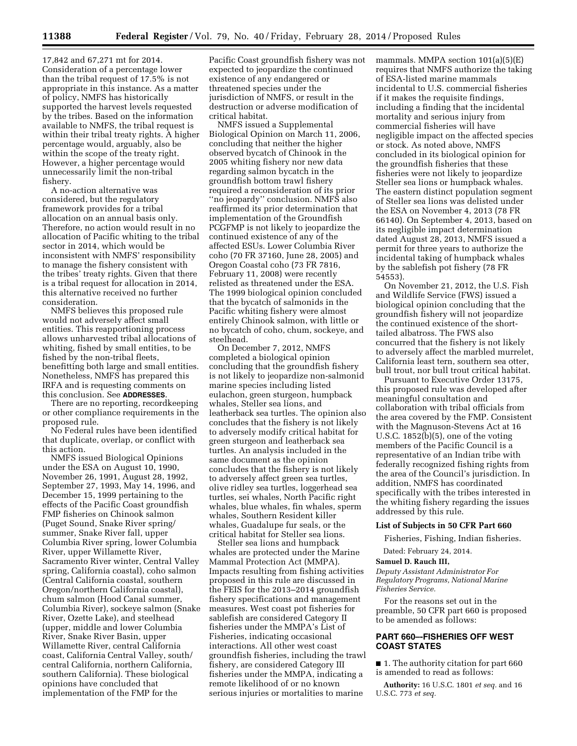17,842 and 67,271 mt for 2014. Consideration of a percentage lower than the tribal request of 17.5% is not appropriate in this instance. As a matter of policy, NMFS has historically supported the harvest levels requested by the tribes. Based on the information available to NMFS, the tribal request is within their tribal treaty rights. A higher percentage would, arguably, also be within the scope of the treaty right. However, a higher percentage would unnecessarily limit the non-tribal fishery.

A no-action alternative was considered, but the regulatory framework provides for a tribal allocation on an annual basis only. Therefore, no action would result in no allocation of Pacific whiting to the tribal sector in 2014, which would be inconsistent with NMFS' responsibility to manage the fishery consistent with the tribes' treaty rights. Given that there is a tribal request for allocation in 2014, this alternative received no further consideration.

NMFS believes this proposed rule would not adversely affect small entities. This reapportioning process allows unharvested tribal allocations of whiting, fished by small entities, to be fished by the non-tribal fleets, benefitting both large and small entities. Nonetheless, NMFS has prepared this IRFA and is requesting comments on this conclusion. See **ADDRESSES**.

There are no reporting, recordkeeping or other compliance requirements in the proposed rule.

No Federal rules have been identified that duplicate, overlap, or conflict with this action.

NMFS issued Biological Opinions under the ESA on August 10, 1990, November 26, 1991, August 28, 1992, September 27, 1993, May 14, 1996, and December 15, 1999 pertaining to the effects of the Pacific Coast groundfish FMP fisheries on Chinook salmon (Puget Sound, Snake River spring/summer, Snake River fall, upper Columbia River spring, lower Columbia River, upper Willamette River, Sacramento River winter, Central Valley spring, California coastal), coho salmon (Central California coastal, southern Oregon/northern California coastal), chum salmon (Hood Canal summer, Columbia River), sockeye salmon (Snake River, Ozette Lake), and steelhead (upper, middle and lower Columbia River, Snake River Basin, upper Willamette River, central California coast, California Central Valley, south/central California, northern California, southern California). These biological opinions have concluded that implementation of the FMP for the Pacific Coast groundfish fishery was not expected to jeopardize the continued existence of any endangered or threatened species under the jurisdiction of NMFS, or result in the destruction or adverse modification of critical habitat.

NMFS issued a Supplemental Biological Opinion on March 11, 2006, concluding that neither the higher observed bycatch of Chinook in the 2005 whiting fishery nor new data regarding salmon bycatch in the groundfish bottom trawl fishery required a reconsideration of its prior ''no jeopardy'' conclusion. NMFS also reaffirmed its prior determination that implementation of the Groundfish PCGFMP is not likely to jeopardize the continued existence of any of the affected ESUs. Lower Columbia River coho (70 FR 37160, June 28, 2005) and Oregon Coastal coho (73 FR 7816, February 11, 2008) were recently relisted as threatened under the ESA. The 1999 biological opinion concluded that the bycatch of salmonids in the Pacific whiting fishery were almost entirely Chinook salmon, with little or no bycatch of coho, chum, sockeye, and steelhead.

On December 7, 2012, NMFS completed a biological opinion concluding that the groundfish fishery is not likely to jeopardize non-salmonid marine species including listed eulachon, green sturgeon, humpback whales, Steller sea lions, and leatherback sea turtles. The opinion also concludes that the fishery is not likely to adversely modify critical habitat for green sturgeon and leatherback sea turtles. An analysis included in the same document as the opinion concludes that the fishery is not likely to adversely affect green sea turtles, olive ridley sea turtles, loggerhead sea turtles, sei whales, North Pacific right whales, blue whales, fin whales, sperm whales, Southern Resident killer whales, Guadalupe fur seals, or the critical habitat for Steller sea lions.

Steller sea lions and humpback whales are protected under the Marine Mammal Protection Act (MMPA). Impacts resulting from fishing activities proposed in this rule are discussed in the FEIS for the 2013–2014 groundfish fishery specifications and management measures. West coast pot fisheries for sablefish are considered Category II fisheries under the MMPA's List of Fisheries, indicating occasional interactions. All other west coast groundfish fisheries, including the trawl fishery, are considered Category III fisheries under the MMPA, indicating a remote likelihood of or no known serious injuries or mortalities to marine mammals. MMPA section 101(a)(5)(E) requires that NMFS authorize the taking of ESA-listed marine mammals incidental to U.S. commercial fisheries if it makes the requisite findings, including a finding that the incidental mortality and serious injury from commercial fisheries will have negligible impact on the affected species or stock. As noted above, NMFS concluded in its biological opinion for the groundfish fisheries that these fisheries were not likely to jeopardize Steller sea lions or humpback whales. The eastern distinct population segment of Steller sea lions was delisted under the ESA on November 4, 2013 (78 FR 66140). On September 4, 2013, based on its negligible impact determination dated August 28, 2013, NMFS issued a permit for three years to authorize the incidental taking of humpback whales by the sablefish pot fishery (78 FR 54553).

On November 21, 2012, the U.S. Fish and Wildlife Service (FWS) issued a biological opinion concluding that the groundfish fishery will not jeopardize the continued existence of the short-tailed albatross. The FWS also concurred that the fishery is not likely to adversely affect the marbled murrelet, California least tern, southern sea otter, bull trout, nor bull trout critical habitat.

Pursuant to Executive Order 13175, this proposed rule was developed after meaningful consultation and collaboration with tribal officials from the area covered by the FMP. Consistent with the Magnuson-Stevens Act at 16 U.S.C. 1852(b)(5), one of the voting members of the Pacific Council is a representative of an Indian tribe with federally recognized fishing rights from the area of the Council's jurisdiction. In addition, NMFS has coordinated specifically with the tribes interested in the whiting fishery regarding the issues addressed by this rule.

### List of Subjects in 50 CFR Part 660

Fisheries, Fishing, Indian fisheries.

Dated: February 24, 2014.

**Samuel D. Rauch III,**

*Deputy Assistant Administrator For Regulatory Programs, National Marine Fisheries Service.*

For the reasons set out in the preamble, 50 CFR part 660 is proposed to be amended as follows:

## PART 660—FISHERIES OFF WEST COAST STATES

■ 1. The authority citation for part 660 is amended to read as follows:

**Authority:** 16 U.S.C. 1801 *et seq.* and 16 U.S.C. 773 *et seq.*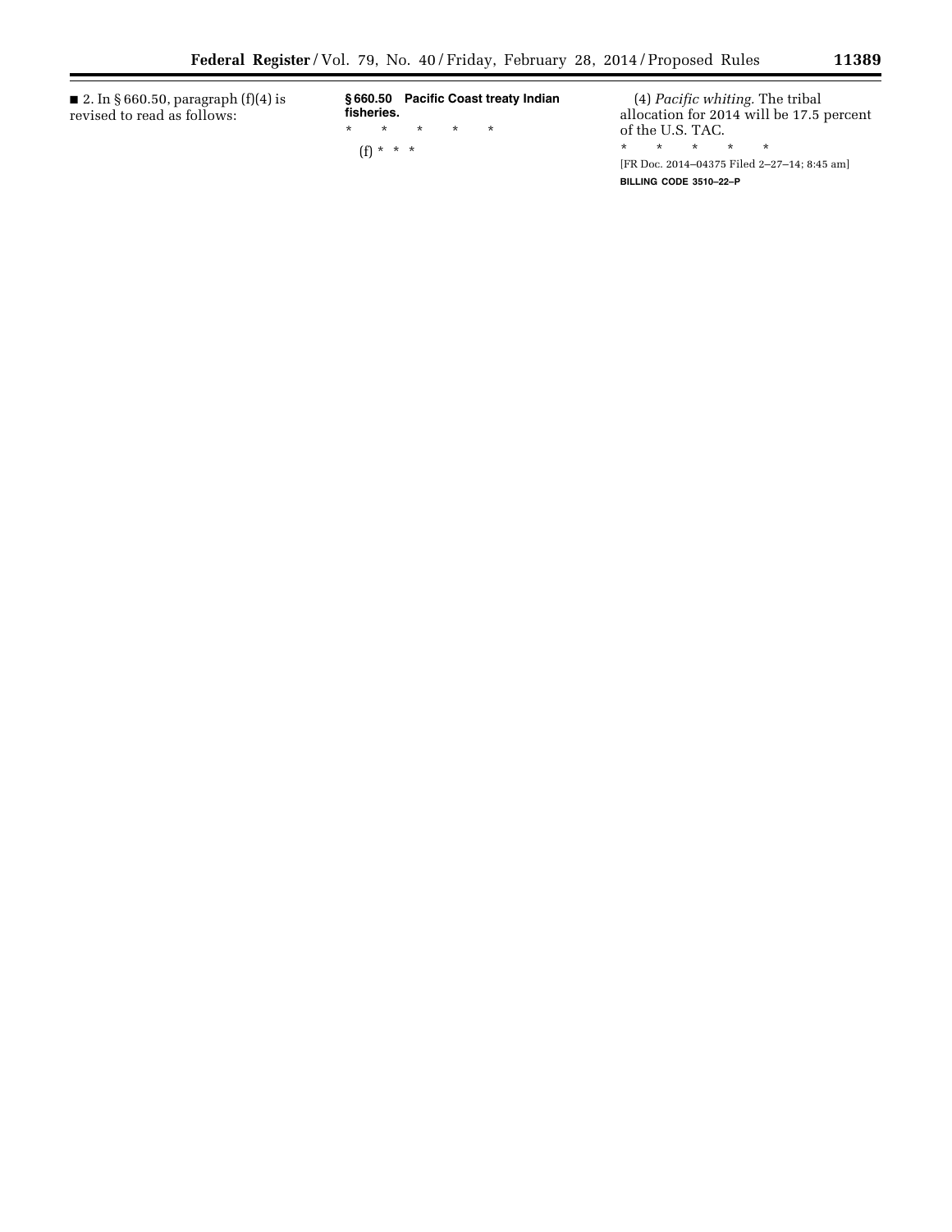■ 2. In § 660.50, paragraph (f)(4) is revised to read as follows:

**§ 660.50 Pacific Coast treaty Indian fisheries.**

\* \* \* \* \*

(f) \* \* \*

(4) *Pacific whiting.* The tribal allocation for 2014 will be 17.5 percent of the U.S. TAC.

\* \* \* \* \*

[FR Doc. 2014–04375 Filed 2–27–14; 8:45 am]

**BILLING CODE 3510–22–P**